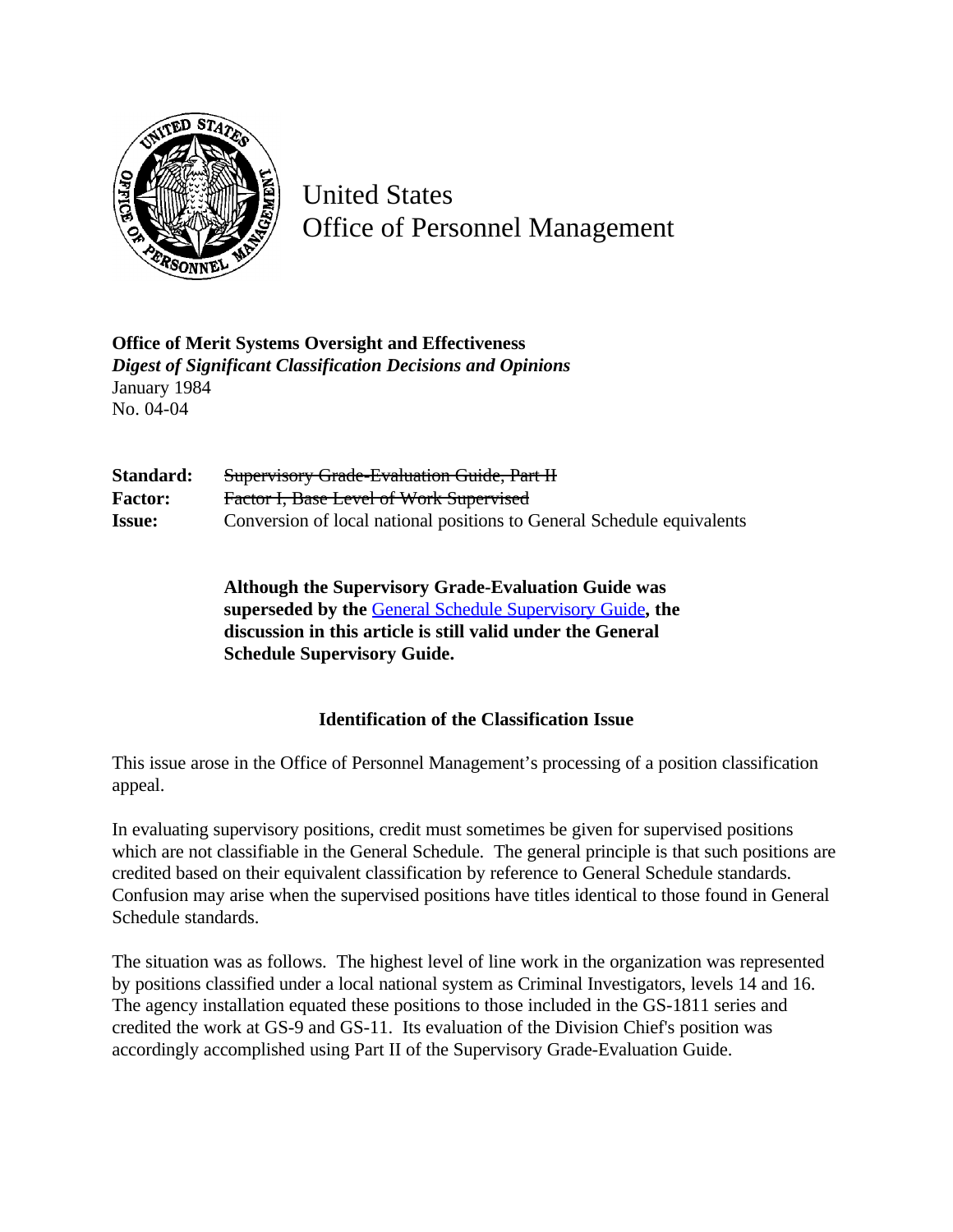United States
Office of Personnel Management

**Office of Merit Systems Oversight and Effectiveness**
***Digest of Significant Classification Decisions and Opinions***
January 1984
No. 04-04

**Standard:** ~~Supervisory Grade-Evaluation Guide, Part II~~
**Factor:** ~~Factor I, Base Level of Work Supervised~~
**Issue:** Conversion of local national positions to General Schedule equivalents

**Although the Supervisory Grade-Evaluation Guide was superseded by the General Schedule Supervisory Guide, the discussion in this article is still valid under the General Schedule Supervisory Guide.**

## Identification of the Classification Issue

This issue arose in the Office of Personnel Management's processing of a position classification appeal.

In evaluating supervisory positions, credit must sometimes be given for supervised positions which are not classifiable in the General Schedule. The general principle is that such positions are credited based on their equivalent classification by reference to General Schedule standards. Confusion may arise when the supervised positions have titles identical to those found in General Schedule standards.

The situation was as follows. The highest level of line work in the organization was represented by positions classified under a local national system as Criminal Investigators, levels 14 and 16. The agency installation equated these positions to those included in the GS-1811 series and credited the work at GS-9 and GS-11. Its evaluation of the Division Chief's position was accordingly accomplished using Part II of the Supervisory Grade-Evaluation Guide.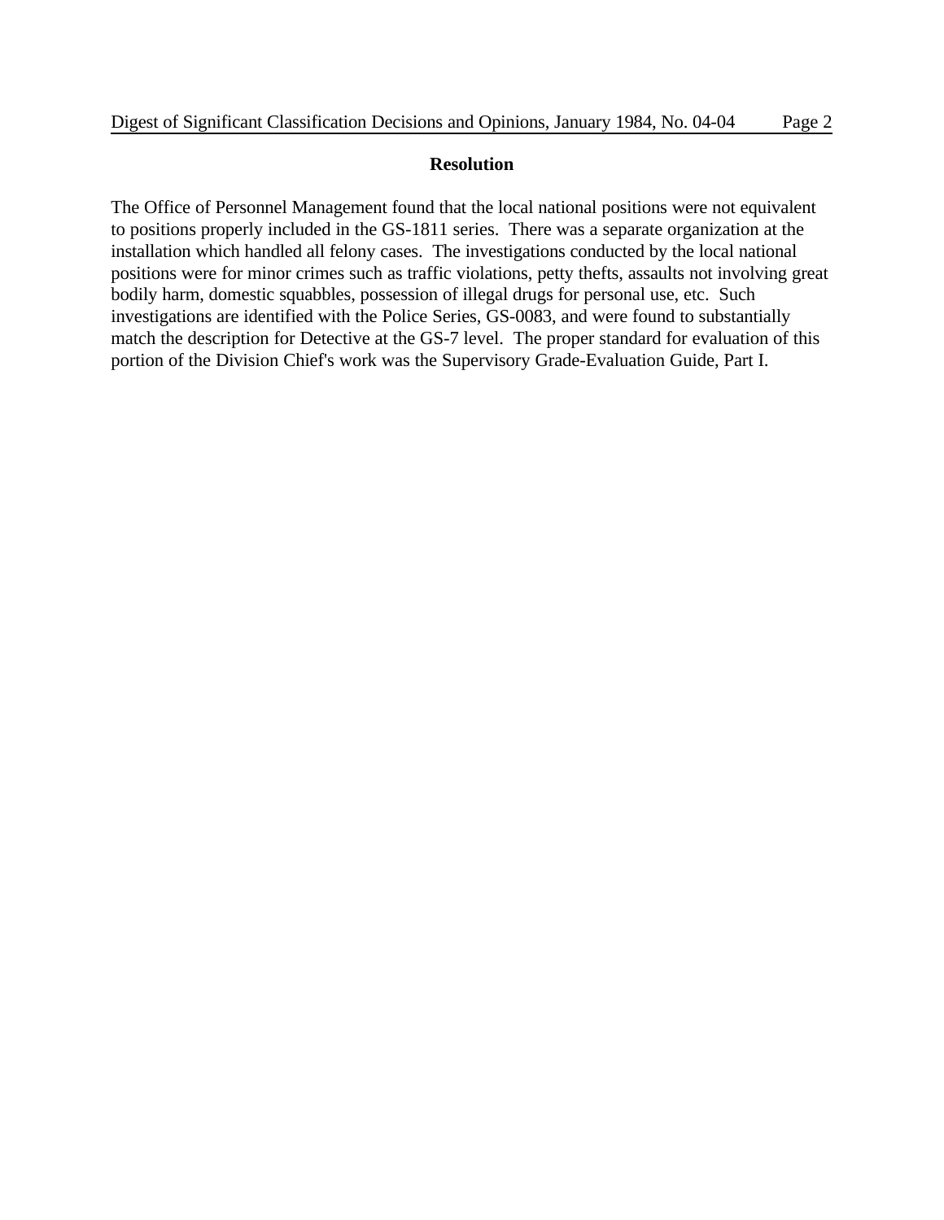## Resolution

The Office of Personnel Management found that the local national positions were not equivalent to positions properly included in the GS-1811 series. There was a separate organization at the installation which handled all felony cases. The investigations conducted by the local national positions were for minor crimes such as traffic violations, petty thefts, assaults not involving great bodily harm, domestic squabbles, possession of illegal drugs for personal use, etc. Such investigations are identified with the Police Series, GS-0083, and were found to substantially match the description for Detective at the GS-7 level. The proper standard for evaluation of this portion of the Division Chief's work was the Supervisory Grade-Evaluation Guide, Part I.